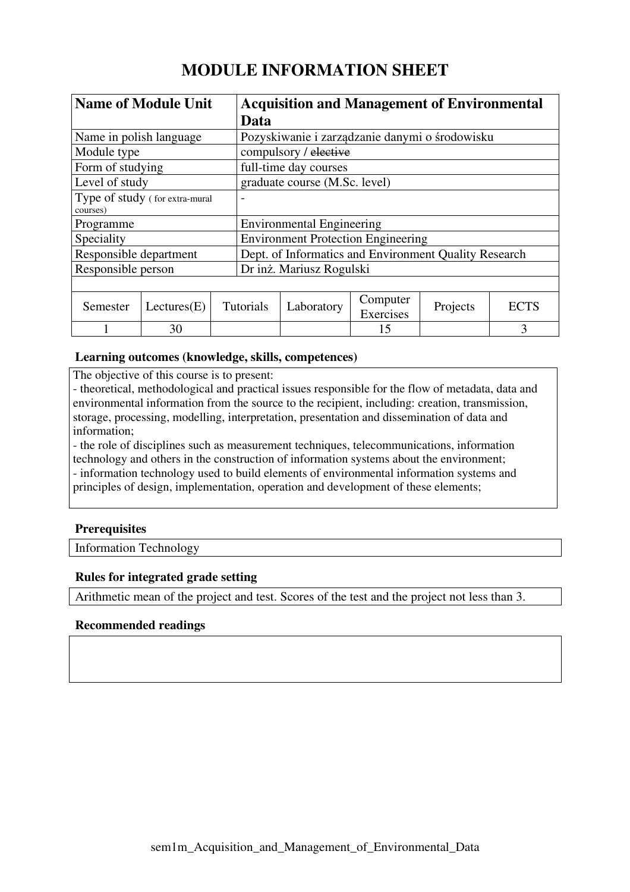# MODULE INFORMATION SHEET

| **Name of Module Unit** | **Acquisition and Management of Environmental Data** |
|---|---|
| Name in polish language | Pozyskiwanie i zarządzanie danymi o środowisku |
| Module type | compulsory / ~~elective~~ |
| Form of studying | full-time day courses |
| Level of study | graduate course (M.Sc. level) |
| Type of study ( for extra-mural courses) | - |
| Programme | Environmental Engineering |
| Speciality | Environment Protection Engineering |
| Responsible department | Dept. of Informatics and Environment Quality Research |
| Responsible person | Dr inż. Mariusz Rogulski |

| Semester | Lectures(E) | Tutorials | Laboratory | Computer Exercises | Projects | ECTS |
|---|---|---|---|---|---|---|
| 1 | 30 | | | 15 | | 3 |

### Learning outcomes (knowledge, skills, competences)

The objective of this course is to present:

- theoretical, methodological and practical issues responsible for the flow of metadata, data and environmental information from the source to the recipient, including: creation, transmission, storage, processing, modelling, interpretation, presentation and dissemination of data and information;
- the role of disciplines such as measurement techniques, telecommunications, information technology and others in the construction of information systems about the environment;
- information technology used to build elements of environmental information systems and principles of design, implementation, operation and development of these elements;

### Prerequisites

Information Technology

### Rules for integrated grade setting

Arithmetic mean of the project and test. Scores of the test and the project not less than 3.

### Recommended readings

sem1m_Acquisition_and_Management_of_Environmental_Data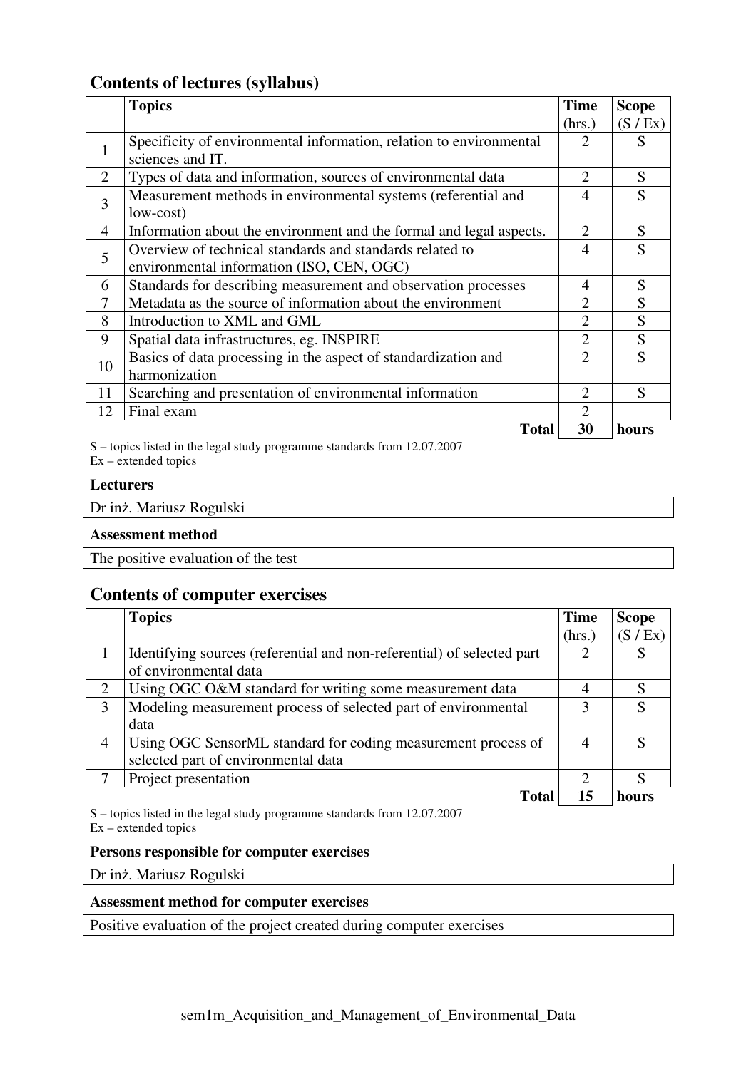## Contents of lectures (syllabus)

| | Topics | Time (hrs.) | Scope (S / Ex) |
|---|---|---|---|
| 1 | Specificity of environmental information, relation to environmental sciences and IT. | 2 | S |
| 2 | Types of data and information, sources of environmental data | 2 | S |
| 3 | Measurement methods in environmental systems (referential and low-cost) | 4 | S |
| 4 | Information about the environment and the formal and legal aspects. | 2 | S |
| 5 | Overview of technical standards and standards related to environmental information (ISO, CEN, OGC) | 4 | S |
| 6 | Standards for describing measurement and observation processes | 4 | S |
| 7 | Metadata as the source of information about the environment | 2 | S |
| 8 | Introduction to XML and GML | 2 | S |
| 9 | Spatial data infrastructures, eg. INSPIRE | 2 | S |
| 10 | Basics of data processing in the aspect of standardization and harmonization | 2 | S |
| 11 | Searching and presentation of environmental information | 2 | S |
| 12 | Final exam | 2 | |
| | **Total** | **30** | **hours** |

S – topics listed in the legal study programme standards from 12.07.2007
Ex – extended topics

**Lecturers**

Dr inż. Mariusz Rogulski

**Assessment method**

The positive evaluation of the test

## Contents of computer exercises

| | Topics | Time (hrs.) | Scope (S / Ex) |
|---|---|---|---|
| 1 | Identifying sources (referential and non-referential) of selected part of environmental data | 2 | S |
| 2 | Using OGC O&M standard for writing some measurement data | 4 | S |
| 3 | Modeling measurement process of selected part of environmental data | 3 | S |
| 4 | Using OGC SensorML standard for coding measurement process of selected part of environmental data | 4 | S |
| 7 | Project presentation | 2 | S |
| | **Total** | **15** | **hours** |

S – topics listed in the legal study programme standards from 12.07.2007
Ex – extended topics

**Persons responsible for computer exercises**

Dr inż. Mariusz Rogulski

**Assessment method for computer exercises**

Positive evaluation of the project created during computer exercises